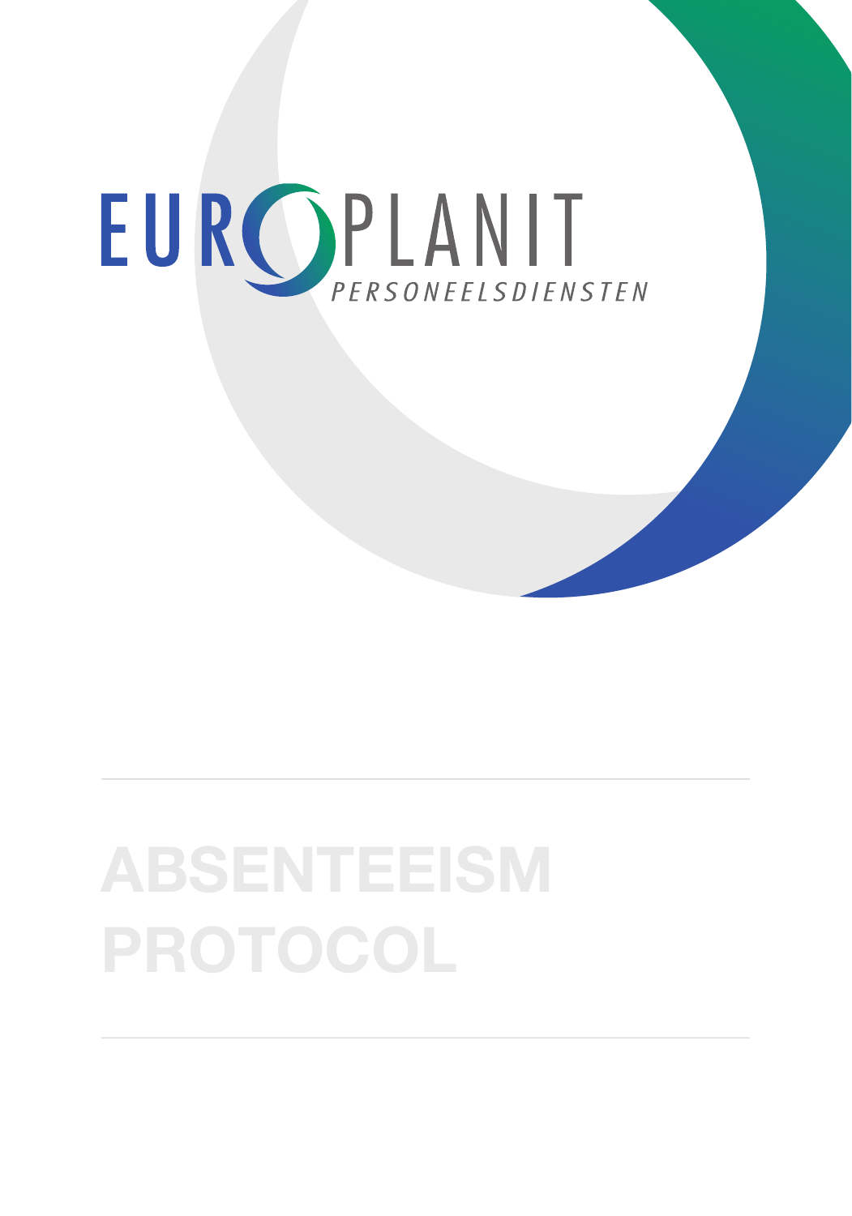EUROPLANIT

PERSONEELSDIENSTEN

# ABSENTEEISM PROTOCOL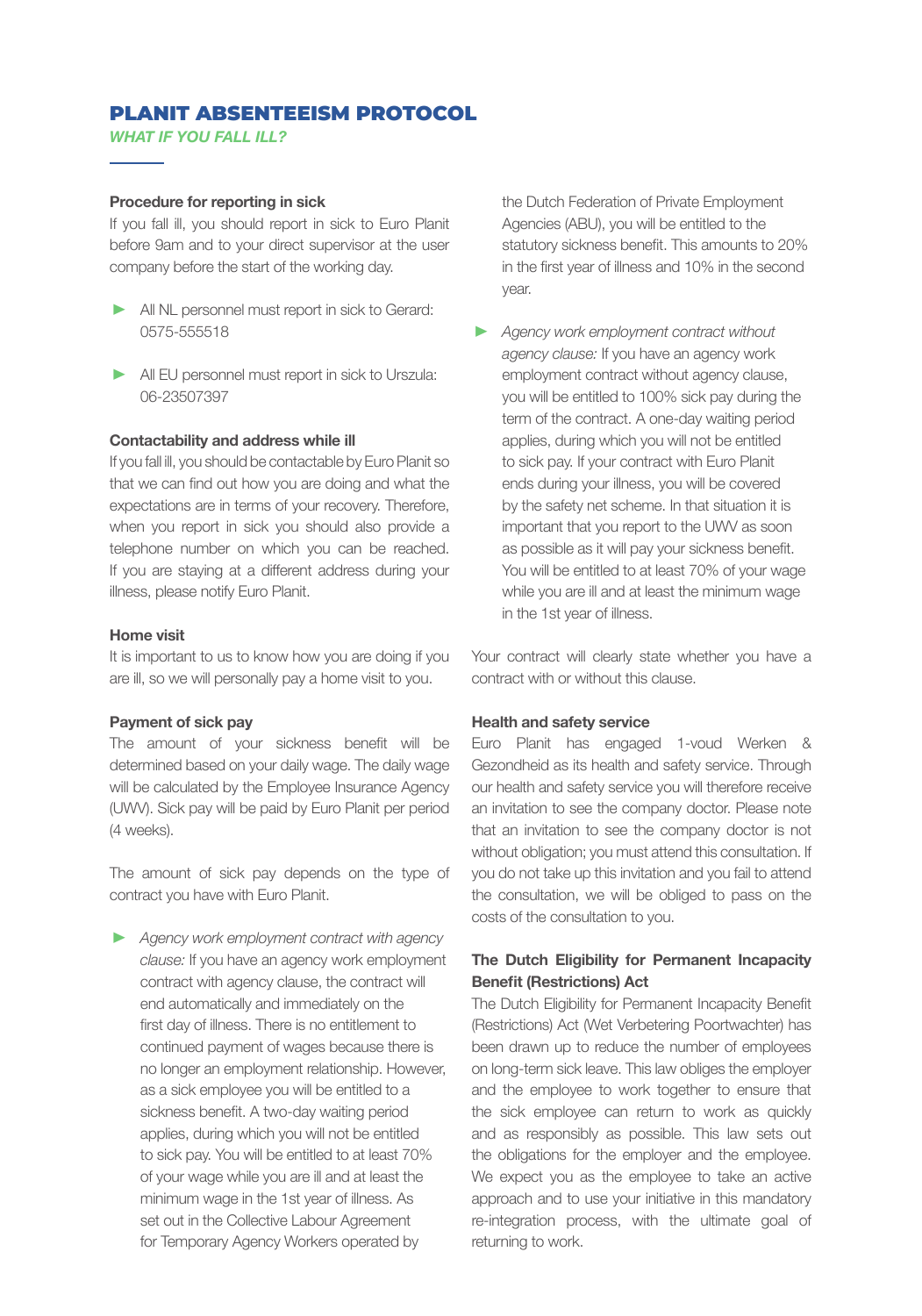# PLANIT ABSENTEEISM PROTOCOL

***WHAT IF YOU FALL ILL?***

**Procedure for reporting in sick**

If you fall ill, you should report in sick to Euro Planit before 9am and to your direct supervisor at the user company before the start of the working day.

- All NL personnel must report in sick to Gerard: 0575-555518
- All EU personnel must report in sick to Urszula: 06-23507397

**Contactability and address while ill**

If you fall ill, you should be contactable by Euro Planit so that we can find out how you are doing and what the expectations are in terms of your recovery. Therefore, when you report in sick you should also provide a telephone number on which you can be reached. If you are staying at a different address during your illness, please notify Euro Planit.

**Home visit**

It is important to us to know how you are doing if you are ill, so we will personally pay a home visit to you.

**Payment of sick pay**

The amount of your sickness benefit will be determined based on your daily wage. The daily wage will be calculated by the Employee Insurance Agency (UWV). Sick pay will be paid by Euro Planit per period (4 weeks).

The amount of sick pay depends on the type of contract you have with Euro Planit.

- *Agency work employment contract with agency clause:* If you have an agency work employment contract with agency clause, the contract will end automatically and immediately on the first day of illness. There is no entitlement to continued payment of wages because there is no longer an employment relationship. However, as a sick employee you will be entitled to a sickness benefit. A two-day waiting period applies, during which you will not be entitled to sick pay. You will be entitled to at least 70% of your wage while you are ill and at least the minimum wage in the 1st year of illness. As set out in the Collective Labour Agreement for Temporary Agency Workers operated by the Dutch Federation of Private Employment Agencies (ABU), you will be entitled to the statutory sickness benefit. This amounts to 20% in the first year of illness and 10% in the second year.
- *Agency work employment contract without agency clause:* If you have an agency work employment contract without agency clause, you will be entitled to 100% sick pay during the term of the contract. A one-day waiting period applies, during which you will not be entitled to sick pay. If your contract with Euro Planit ends during your illness, you will be covered by the safety net scheme. In that situation it is important that you report to the UWV as soon as possible as it will pay your sickness benefit. You will be entitled to at least 70% of your wage while you are ill and at least the minimum wage in the 1st year of illness.

Your contract will clearly state whether you have a contract with or without this clause.

**Health and safety service**

Euro Planit has engaged 1-voud Werken & Gezondheid as its health and safety service. Through our health and safety service you will therefore receive an invitation to see the company doctor. Please note that an invitation to see the company doctor is not without obligation; you must attend this consultation. If you do not take up this invitation and you fail to attend the consultation, we will be obliged to pass on the costs of the consultation to you.

**The Dutch Eligibility for Permanent Incapacity Benefit (Restrictions) Act**

The Dutch Eligibility for Permanent Incapacity Benefit (Restrictions) Act (Wet Verbetering Poortwachter) has been drawn up to reduce the number of employees on long-term sick leave. This law obliges the employer and the employee to work together to ensure that the sick employee can return to work as quickly and as responsibly as possible. This law sets out the obligations for the employer and the employee. We expect you as the employee to take an active approach and to use your initiative in this mandatory re-integration process, with the ultimate goal of returning to work.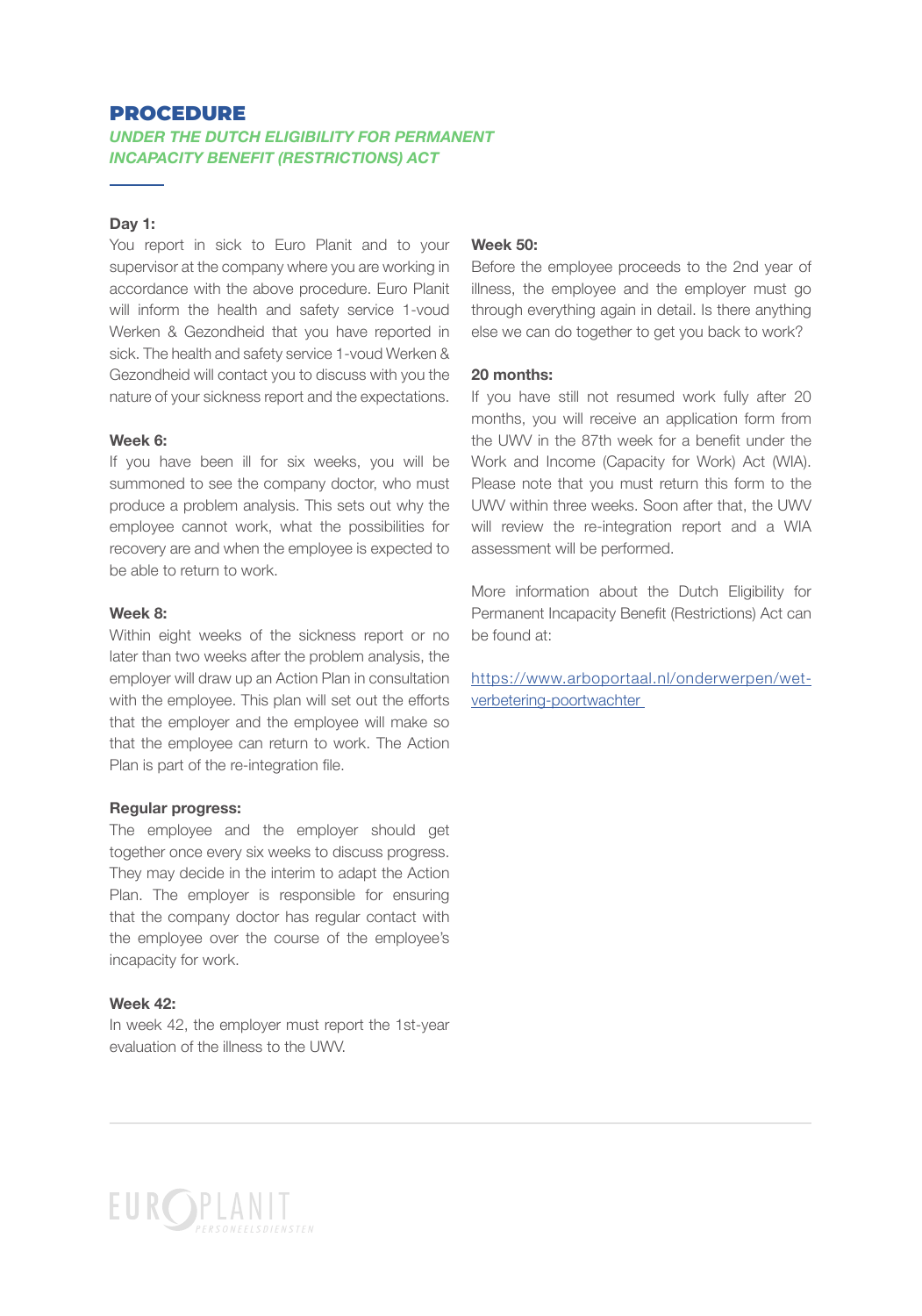# PROCEDURE

***UNDER THE DUTCH ELIGIBILITY FOR PERMANENT INCAPACITY BENEFIT (RESTRICTIONS) ACT***

**Day 1:**
You report in sick to Euro Planit and to your supervisor at the company where you are working in accordance with the above procedure. Euro Planit will inform the health and safety service 1-voud Werken & Gezondheid that you have reported in sick. The health and safety service 1-voud Werken & Gezondheid will contact you to discuss with you the nature of your sickness report and the expectations.

**Week 6:**
If you have been ill for six weeks, you will be summoned to see the company doctor, who must produce a problem analysis. This sets out why the employee cannot work, what the possibilities for recovery are and when the employee is expected to be able to return to work.

**Week 8:**
Within eight weeks of the sickness report or no later than two weeks after the problem analysis, the employer will draw up an Action Plan in consultation with the employee. This plan will set out the efforts that the employer and the employee will make so that the employee can return to work. The Action Plan is part of the re-integration file.

**Regular progress:**
The employee and the employer should get together once every six weeks to discuss progress. They may decide in the interim to adapt the Action Plan. The employer is responsible for ensuring that the company doctor has regular contact with the employee over the course of the employee's incapacity for work.

**Week 42:**
In week 42, the employer must report the 1st-year evaluation of the illness to the UWV.

**Week 50:**
Before the employee proceeds to the 2nd year of illness, the employee and the employer must go through everything again in detail. Is there anything else we can do together to get you back to work?

**20 months:**
If you have still not resumed work fully after 20 months, you will receive an application form from the UWV in the 87th week for a benefit under the Work and Income (Capacity for Work) Act (WIA). Please note that you must return this form to the UWV within three weeks. Soon after that, the UWV will review the re-integration report and a WIA assessment will be performed.

More information about the Dutch Eligibility for Permanent Incapacity Benefit (Restrictions) Act can be found at:

https://www.arboportaal.nl/onderwerpen/wet-verbetering-poortwachter